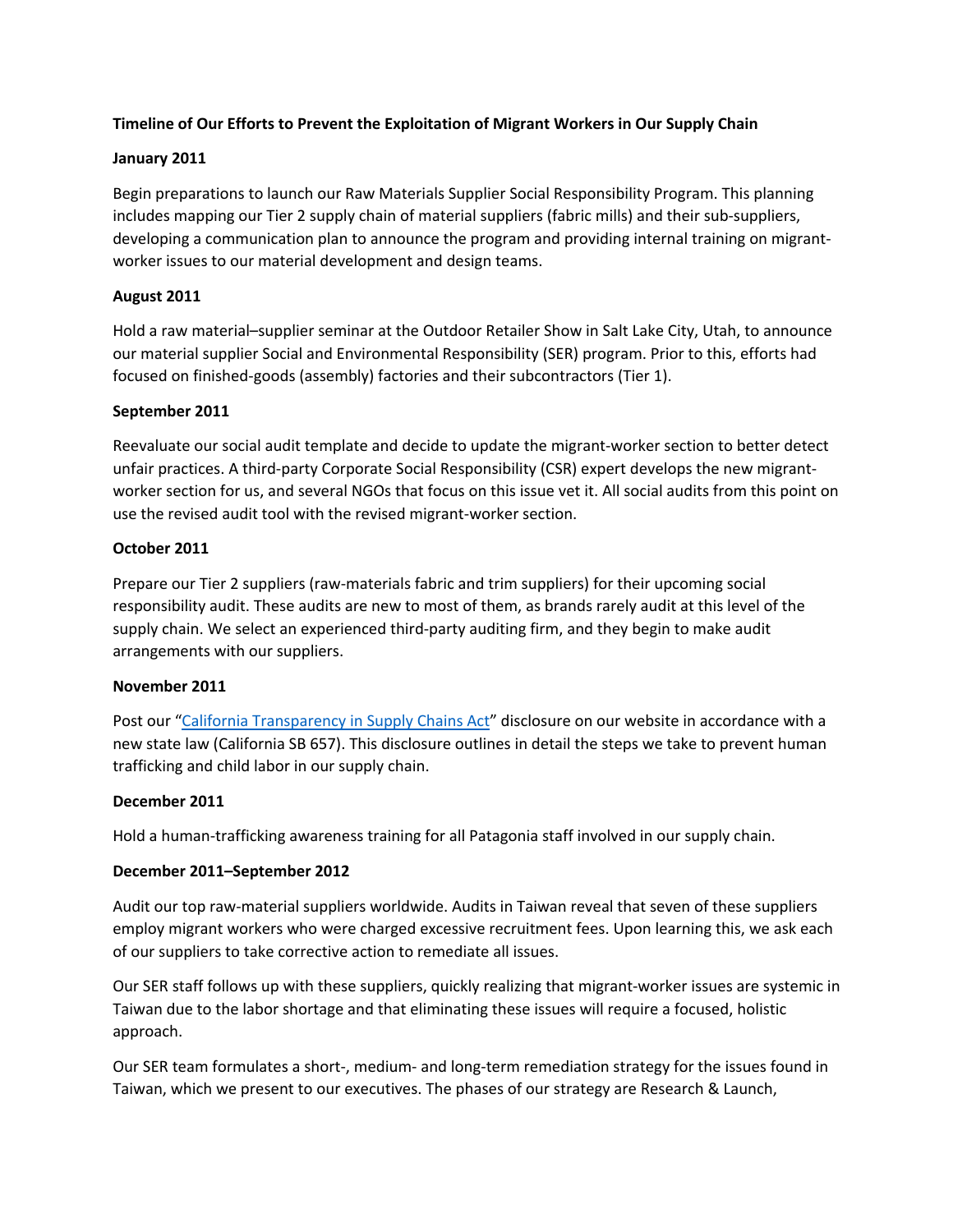**Timeline of Our Efforts to Prevent the Exploitation of Migrant Workers in Our Supply Chain**

**January 2011**

Begin preparations to launch our Raw Materials Supplier Social Responsibility Program. This planning includes mapping our Tier 2 supply chain of material suppliers (fabric mills) and their sub-suppliers, developing a communication plan to announce the program and providing internal training on migrant-worker issues to our material development and design teams.

**August 2011**

Hold a raw material–supplier seminar at the Outdoor Retailer Show in Salt Lake City, Utah, to announce our material supplier Social and Environmental Responsibility (SER) program. Prior to this, efforts had focused on finished-goods (assembly) factories and their subcontractors (Tier 1).

**September 2011**

Reevaluate our social audit template and decide to update the migrant-worker section to better detect unfair practices. A third-party Corporate Social Responsibility (CSR) expert develops the new migrant-worker section for us, and several NGOs that focus on this issue vet it. All social audits from this point on use the revised audit tool with the revised migrant-worker section.

**October 2011**

Prepare our Tier 2 suppliers (raw-materials fabric and trim suppliers) for their upcoming social responsibility audit. These audits are new to most of them, as brands rarely audit at this level of the supply chain. We select an experienced third-party auditing firm, and they begin to make audit arrangements with our suppliers.

**November 2011**

Post our "California Transparency in Supply Chains Act" disclosure on our website in accordance with a new state law (California SB 657). This disclosure outlines in detail the steps we take to prevent human trafficking and child labor in our supply chain.

**December 2011**

Hold a human-trafficking awareness training for all Patagonia staff involved in our supply chain.

**December 2011–September 2012**

Audit our top raw-material suppliers worldwide. Audits in Taiwan reveal that seven of these suppliers employ migrant workers who were charged excessive recruitment fees. Upon learning this, we ask each of our suppliers to take corrective action to remediate all issues.

Our SER staff follows up with these suppliers, quickly realizing that migrant-worker issues are systemic in Taiwan due to the labor shortage and that eliminating these issues will require a focused, holistic approach.

Our SER team formulates a short-, medium- and long-term remediation strategy for the issues found in Taiwan, which we present to our executives. The phases of our strategy are Research & Launch,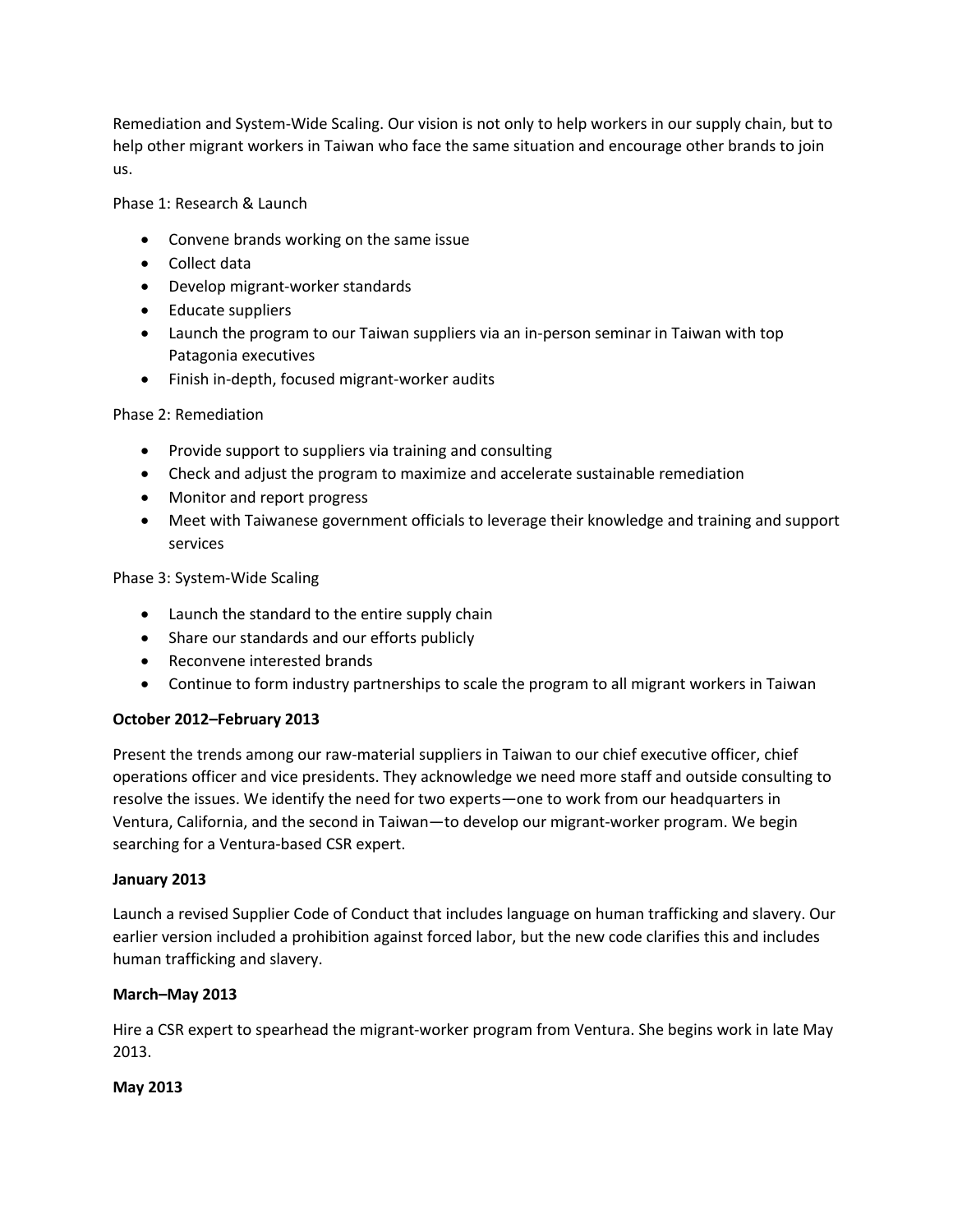Remediation and System-Wide Scaling. Our vision is not only to help workers in our supply chain, but to help other migrant workers in Taiwan who face the same situation and encourage other brands to join us.

Phase 1: Research & Launch

- Convene brands working on the same issue
- Collect data
- Develop migrant-worker standards
- Educate suppliers
- Launch the program to our Taiwan suppliers via an in-person seminar in Taiwan with top Patagonia executives
- Finish in-depth, focused migrant-worker audits

Phase 2: Remediation

- Provide support to suppliers via training and consulting
- Check and adjust the program to maximize and accelerate sustainable remediation
- Monitor and report progress
- Meet with Taiwanese government officials to leverage their knowledge and training and support services

Phase 3: System-Wide Scaling

- Launch the standard to the entire supply chain
- Share our standards and our efforts publicly
- Reconvene interested brands
- Continue to form industry partnerships to scale the program to all migrant workers in Taiwan

**October 2012–February 2013**

Present the trends among our raw-material suppliers in Taiwan to our chief executive officer, chief operations officer and vice presidents. They acknowledge we need more staff and outside consulting to resolve the issues. We identify the need for two experts—one to work from our headquarters in Ventura, California, and the second in Taiwan—to develop our migrant-worker program. We begin searching for a Ventura-based CSR expert.

**January 2013**

Launch a revised Supplier Code of Conduct that includes language on human trafficking and slavery. Our earlier version included a prohibition against forced labor, but the new code clarifies this and includes human trafficking and slavery.

**March–May 2013**

Hire a CSR expert to spearhead the migrant-worker program from Ventura. She begins work in late May 2013.

**May 2013**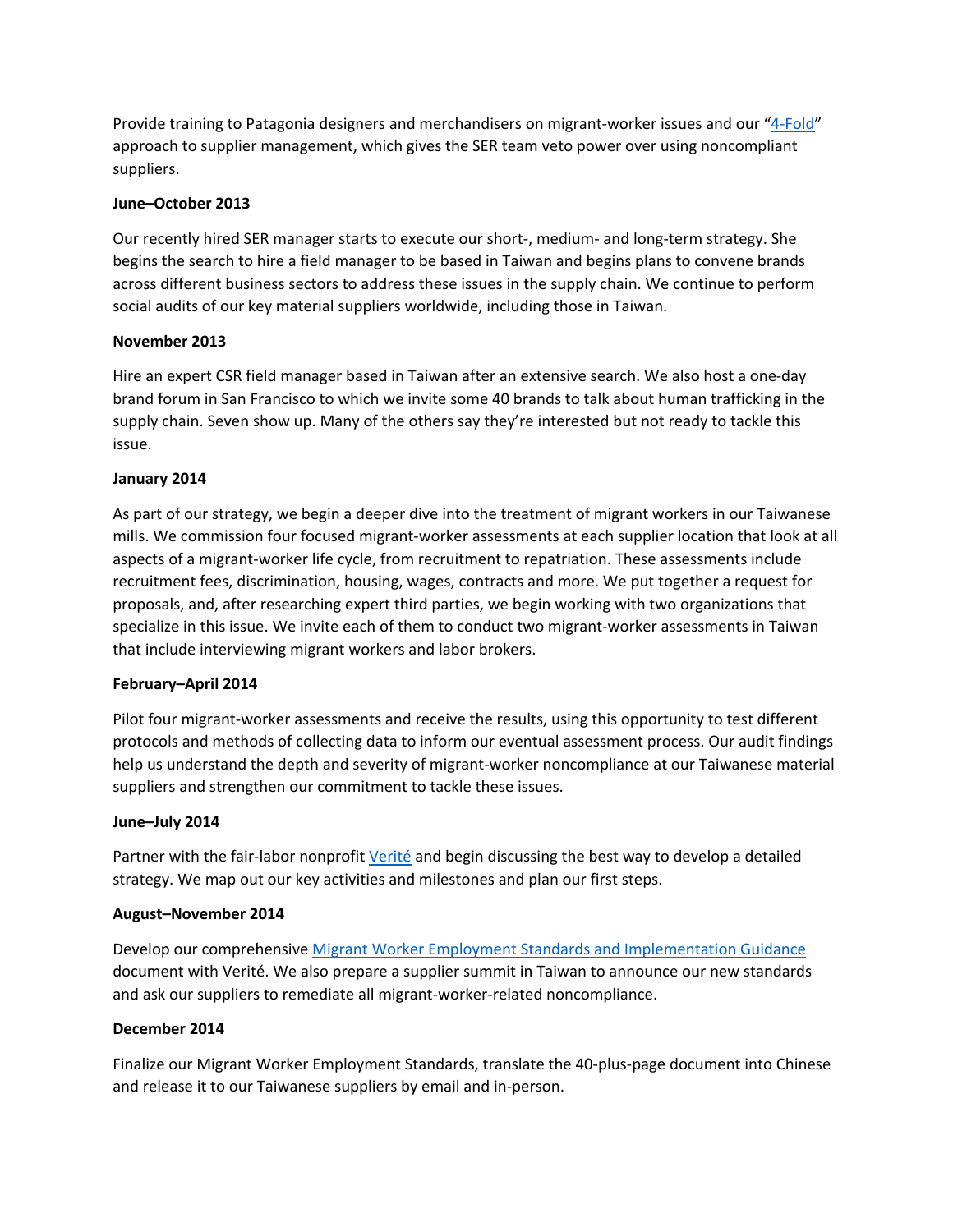Provide training to Patagonia designers and merchandisers on migrant-worker issues and our "4-Fold" approach to supplier management, which gives the SER team veto power over using noncompliant suppliers.

**June–October 2013**

Our recently hired SER manager starts to execute our short-, medium- and long-term strategy. She begins the search to hire a field manager to be based in Taiwan and begins plans to convene brands across different business sectors to address these issues in the supply chain. We continue to perform social audits of our key material suppliers worldwide, including those in Taiwan.

**November 2013**

Hire an expert CSR field manager based in Taiwan after an extensive search. We also host a one-day brand forum in San Francisco to which we invite some 40 brands to talk about human trafficking in the supply chain. Seven show up. Many of the others say they're interested but not ready to tackle this issue.

**January 2014**

As part of our strategy, we begin a deeper dive into the treatment of migrant workers in our Taiwanese mills. We commission four focused migrant-worker assessments at each supplier location that look at all aspects of a migrant-worker life cycle, from recruitment to repatriation. These assessments include recruitment fees, discrimination, housing, wages, contracts and more. We put together a request for proposals, and, after researching expert third parties, we begin working with two organizations that specialize in this issue. We invite each of them to conduct two migrant-worker assessments in Taiwan that include interviewing migrant workers and labor brokers.

**February–April 2014**

Pilot four migrant-worker assessments and receive the results, using this opportunity to test different protocols and methods of collecting data to inform our eventual assessment process. Our audit findings help us understand the depth and severity of migrant-worker noncompliance at our Taiwanese material suppliers and strengthen our commitment to tackle these issues.

**June–July 2014**

Partner with the fair-labor nonprofit Verité and begin discussing the best way to develop a detailed strategy. We map out our key activities and milestones and plan our first steps.

**August–November 2014**

Develop our comprehensive Migrant Worker Employment Standards and Implementation Guidance document with Verité. We also prepare a supplier summit in Taiwan to announce our new standards and ask our suppliers to remediate all migrant-worker-related noncompliance.

**December 2014**

Finalize our Migrant Worker Employment Standards, translate the 40-plus-page document into Chinese and release it to our Taiwanese suppliers by email and in-person.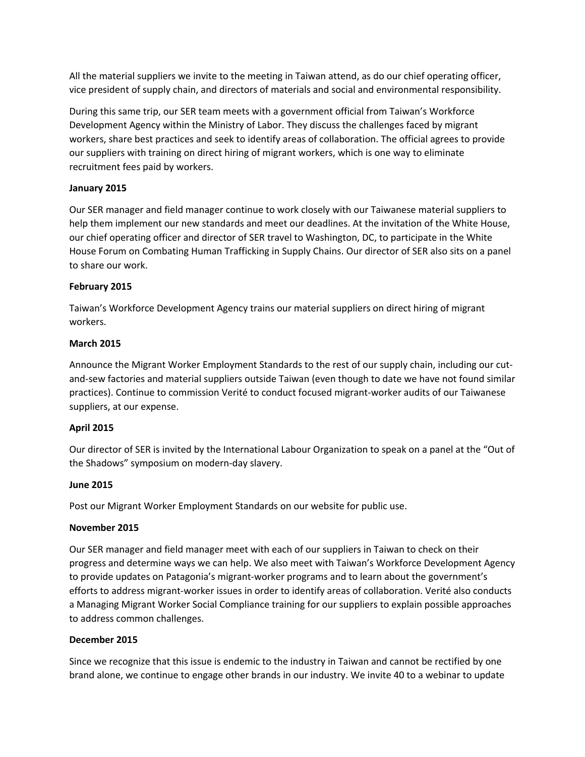All the material suppliers we invite to the meeting in Taiwan attend, as do our chief operating officer, vice president of supply chain, and directors of materials and social and environmental responsibility.

During this same trip, our SER team meets with a government official from Taiwan's Workforce Development Agency within the Ministry of Labor. They discuss the challenges faced by migrant workers, share best practices and seek to identify areas of collaboration. The official agrees to provide our suppliers with training on direct hiring of migrant workers, which is one way to eliminate recruitment fees paid by workers.

**January 2015**

Our SER manager and field manager continue to work closely with our Taiwanese material suppliers to help them implement our new standards and meet our deadlines. At the invitation of the White House, our chief operating officer and director of SER travel to Washington, DC, to participate in the White House Forum on Combating Human Trafficking in Supply Chains. Our director of SER also sits on a panel to share our work.

**February 2015**

Taiwan's Workforce Development Agency trains our material suppliers on direct hiring of migrant workers.

**March 2015**

Announce the Migrant Worker Employment Standards to the rest of our supply chain, including our cut-and-sew factories and material suppliers outside Taiwan (even though to date we have not found similar practices). Continue to commission Verité to conduct focused migrant-worker audits of our Taiwanese suppliers, at our expense.

**April 2015**

Our director of SER is invited by the International Labour Organization to speak on a panel at the "Out of the Shadows" symposium on modern-day slavery.

**June 2015**

Post our Migrant Worker Employment Standards on our website for public use.

**November 2015**

Our SER manager and field manager meet with each of our suppliers in Taiwan to check on their progress and determine ways we can help. We also meet with Taiwan's Workforce Development Agency to provide updates on Patagonia's migrant-worker programs and to learn about the government's efforts to address migrant-worker issues in order to identify areas of collaboration. Verité also conducts a Managing Migrant Worker Social Compliance training for our suppliers to explain possible approaches to address common challenges.

**December 2015**

Since we recognize that this issue is endemic to the industry in Taiwan and cannot be rectified by one brand alone, we continue to engage other brands in our industry. We invite 40 to a webinar to update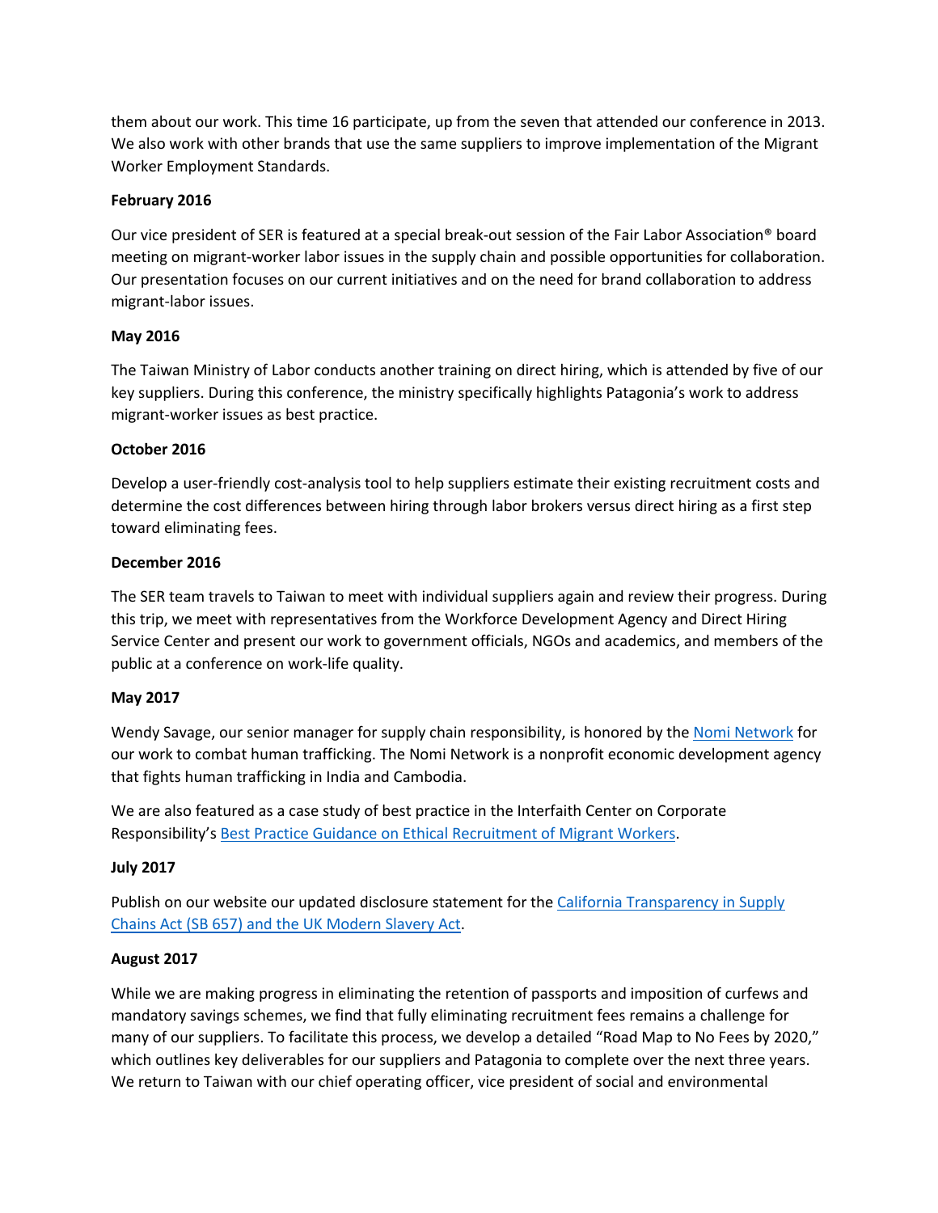them about our work. This time 16 participate, up from the seven that attended our conference in 2013. We also work with other brands that use the same suppliers to improve implementation of the Migrant Worker Employment Standards.

**February 2016**

Our vice president of SER is featured at a special break-out session of the Fair Labor Association® board meeting on migrant-worker labor issues in the supply chain and possible opportunities for collaboration. Our presentation focuses on our current initiatives and on the need for brand collaboration to address migrant-labor issues.

**May 2016**

The Taiwan Ministry of Labor conducts another training on direct hiring, which is attended by five of our key suppliers. During this conference, the ministry specifically highlights Patagonia's work to address migrant-worker issues as best practice.

**October 2016**

Develop a user-friendly cost-analysis tool to help suppliers estimate their existing recruitment costs and determine the cost differences between hiring through labor brokers versus direct hiring as a first step toward eliminating fees.

**December 2016**

The SER team travels to Taiwan to meet with individual suppliers again and review their progress. During this trip, we meet with representatives from the Workforce Development Agency and Direct Hiring Service Center and present our work to government officials, NGOs and academics, and members of the public at a conference on work-life quality.

**May 2017**

Wendy Savage, our senior manager for supply chain responsibility, is honored by the Nomi Network for our work to combat human trafficking. The Nomi Network is a nonprofit economic development agency that fights human trafficking in India and Cambodia.

We are also featured as a case study of best practice in the Interfaith Center on Corporate Responsibility's Best Practice Guidance on Ethical Recruitment of Migrant Workers.

**July 2017**

Publish on our website our updated disclosure statement for the California Transparency in Supply Chains Act (SB 657) and the UK Modern Slavery Act.

**August 2017**

While we are making progress in eliminating the retention of passports and imposition of curfews and mandatory savings schemes, we find that fully eliminating recruitment fees remains a challenge for many of our suppliers. To facilitate this process, we develop a detailed "Road Map to No Fees by 2020," which outlines key deliverables for our suppliers and Patagonia to complete over the next three years. We return to Taiwan with our chief operating officer, vice president of social and environmental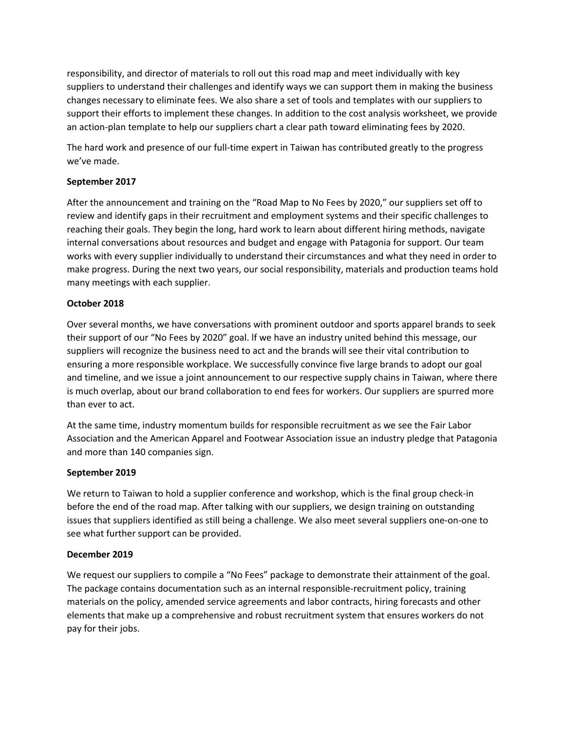responsibility, and director of materials to roll out this road map and meet individually with key suppliers to understand their challenges and identify ways we can support them in making the business changes necessary to eliminate fees. We also share a set of tools and templates with our suppliers to support their efforts to implement these changes. In addition to the cost analysis worksheet, we provide an action-plan template to help our suppliers chart a clear path toward eliminating fees by 2020.

The hard work and presence of our full-time expert in Taiwan has contributed greatly to the progress we've made.

**September 2017**

After the announcement and training on the "Road Map to No Fees by 2020," our suppliers set off to review and identify gaps in their recruitment and employment systems and their specific challenges to reaching their goals. They begin the long, hard work to learn about different hiring methods, navigate internal conversations about resources and budget and engage with Patagonia for support. Our team works with every supplier individually to understand their circumstances and what they need in order to make progress. During the next two years, our social responsibility, materials and production teams hold many meetings with each supplier.

**October 2018**

Over several months, we have conversations with prominent outdoor and sports apparel brands to seek their support of our "No Fees by 2020" goal. If we have an industry united behind this message, our suppliers will recognize the business need to act and the brands will see their vital contribution to ensuring a more responsible workplace. We successfully convince five large brands to adopt our goal and timeline, and we issue a joint announcement to our respective supply chains in Taiwan, where there is much overlap, about our brand collaboration to end fees for workers. Our suppliers are spurred more than ever to act.

At the same time, industry momentum builds for responsible recruitment as we see the Fair Labor Association and the American Apparel and Footwear Association issue an industry pledge that Patagonia and more than 140 companies sign.

**September 2019**

We return to Taiwan to hold a supplier conference and workshop, which is the final group check-in before the end of the road map. After talking with our suppliers, we design training on outstanding issues that suppliers identified as still being a challenge. We also meet several suppliers one-on-one to see what further support can be provided.

**December 2019**

We request our suppliers to compile a "No Fees" package to demonstrate their attainment of the goal. The package contains documentation such as an internal responsible-recruitment policy, training materials on the policy, amended service agreements and labor contracts, hiring forecasts and other elements that make up a comprehensive and robust recruitment system that ensures workers do not pay for their jobs.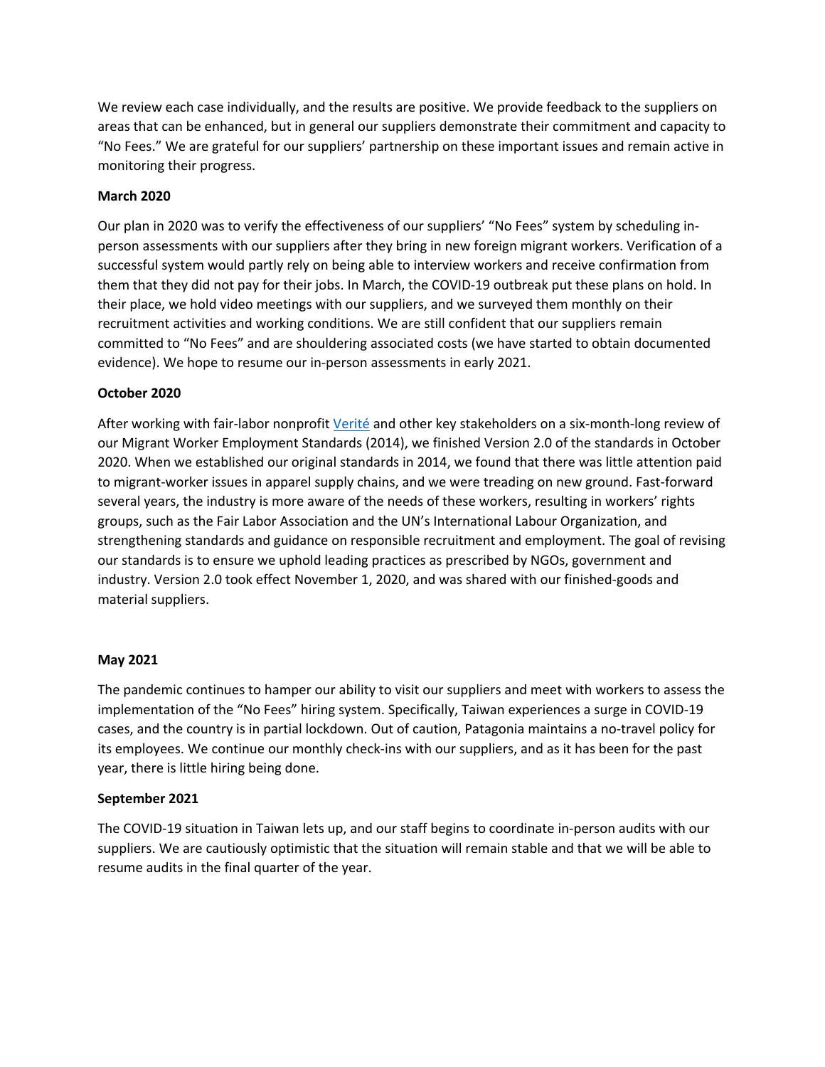We review each case individually, and the results are positive. We provide feedback to the suppliers on areas that can be enhanced, but in general our suppliers demonstrate their commitment and capacity to "No Fees." We are grateful for our suppliers' partnership on these important issues and remain active in monitoring their progress.

**March 2020**

Our plan in 2020 was to verify the effectiveness of our suppliers' "No Fees" system by scheduling in-person assessments with our suppliers after they bring in new foreign migrant workers. Verification of a successful system would partly rely on being able to interview workers and receive confirmation from them that they did not pay for their jobs. In March, the COVID-19 outbreak put these plans on hold. In their place, we hold video meetings with our suppliers, and we surveyed them monthly on their recruitment activities and working conditions. We are still confident that our suppliers remain committed to "No Fees" and are shouldering associated costs (we have started to obtain documented evidence). We hope to resume our in-person assessments in early 2021.

**October 2020**

After working with fair-labor nonprofit Verité and other key stakeholders on a six-month-long review of our Migrant Worker Employment Standards (2014), we finished Version 2.0 of the standards in October 2020. When we established our original standards in 2014, we found that there was little attention paid to migrant-worker issues in apparel supply chains, and we were treading on new ground. Fast-forward several years, the industry is more aware of the needs of these workers, resulting in workers' rights groups, such as the Fair Labor Association and the UN's International Labour Organization, and strengthening standards and guidance on responsible recruitment and employment. The goal of revising our standards is to ensure we uphold leading practices as prescribed by NGOs, government and industry. Version 2.0 took effect November 1, 2020, and was shared with our finished-goods and material suppliers.

**May 2021**

The pandemic continues to hamper our ability to visit our suppliers and meet with workers to assess the implementation of the "No Fees" hiring system. Specifically, Taiwan experiences a surge in COVID-19 cases, and the country is in partial lockdown. Out of caution, Patagonia maintains a no-travel policy for its employees. We continue our monthly check-ins with our suppliers, and as it has been for the past year, there is little hiring being done.

**September 2021**

The COVID-19 situation in Taiwan lets up, and our staff begins to coordinate in-person audits with our suppliers. We are cautiously optimistic that the situation will remain stable and that we will be able to resume audits in the final quarter of the year.